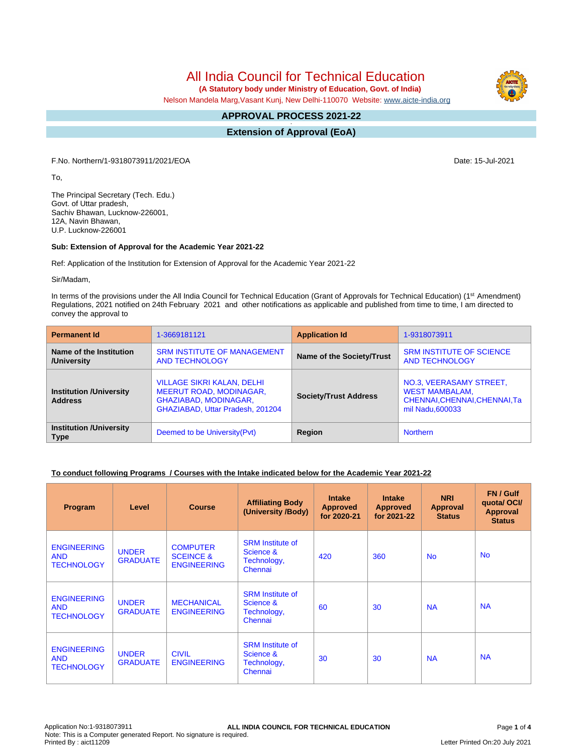# All India Council for Technical Education

**(A Statutory body under Ministry of Education, Govt. of India)**

Nelson Mandela Marg,Vasant Kunj, New Delhi-110070 Website: www.aicte-india.org

## APPROVAL PROCESS 2021-22

## Extension of Approval (EoA)

F.No. Northern/1-9318073911/2021/EOA

Date: 15-Jul-2021

To,

The Principal Secretary (Tech. Edu.)
Govt. of Uttar pradesh,
Sachiv Bhawan, Lucknow-226001,
12A, Navin Bhawan,
U.P. Lucknow-226001

**Sub: Extension of Approval for the Academic Year 2021-22**

Ref: Application of the Institution for Extension of Approval for the Academic Year 2021-22

Sir/Madam,

In terms of the provisions under the All India Council for Technical Education (Grant of Approvals for Technical Education) (1st Amendment) Regulations, 2021 notified on 24th February 2021 and other notifications as applicable and published from time to time, I am directed to convey the approval to

| **Permanent Id** | 1-3669181121 | **Application Id** | 1-9318073911 |
|---|---|---|---|
| **Name of the Institution /University** | SRM INSTITUTE OF MANAGEMENT AND TECHNOLOGY | **Name of the Society/Trust** | SRM INSTITUTE OF SCIENCE AND TECHNOLOGY |
| **Institution /University Address** | VILLAGE SIKRI KALAN, DELHI MEERUT ROAD, MODINAGAR, GHAZIABAD, MODINAGAR, GHAZIABAD, Uttar Pradesh, 201204 | **Society/Trust Address** | NO.3, VEERASAMY STREET, WEST MAMBALAM, CHENNAI,CHENNAI,CHENNAI,Tamil Nadu,600033 |
| **Institution /University Type** | Deemed to be University(Pvt) | **Region** | Northern |

**To conduct following Programs / Courses with the Intake indicated below for the Academic Year 2021-22**

| Program | Level | Course | Affiliating Body (University /Body) | Intake Approved for 2020-21 | Intake Approved for 2021-22 | NRI Approval Status | FN / Gulf quota/ OCI/ Approval Status |
|---|---|---|---|---|---|---|---|
| ENGINEERING AND TECHNOLOGY | UNDER GRADUATE | COMPUTER SCEINCE & ENGINEERING | SRM Institute of Science & Technology, Chennai | 420 | 360 | No | No |
| ENGINEERING AND TECHNOLOGY | UNDER GRADUATE | MECHANICAL ENGINEERING | SRM Institute of Science & Technology, Chennai | 60 | 30 | NA | NA |
| ENGINEERING AND TECHNOLOGY | UNDER GRADUATE | CIVIL ENGINEERING | SRM Institute of Science & Technology, Chennai | 30 | 30 | NA | NA |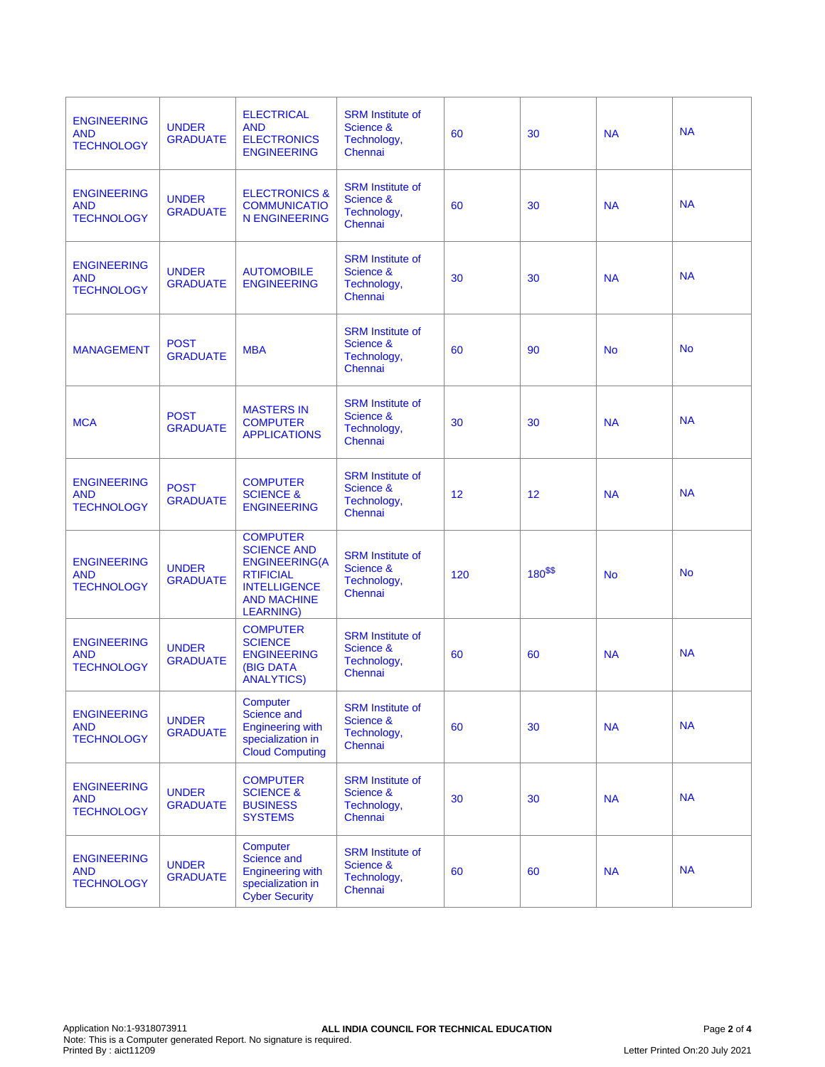| | | | | | | | |
|---|---|---|---|---|---|---|---|
| ENGINEERING AND TECHNOLOGY | UNDER GRADUATE | ELECTRICAL AND ELECTRONICS ENGINEERING | SRM Institute of Science & Technology, Chennai | 60 | 30 | NA | NA |
| ENGINEERING AND TECHNOLOGY | UNDER GRADUATE | ELECTRONICS & COMMUNICATION ENGINEERING | SRM Institute of Science & Technology, Chennai | 60 | 30 | NA | NA |
| ENGINEERING AND TECHNOLOGY | UNDER GRADUATE | AUTOMOBILE ENGINEERING | SRM Institute of Science & Technology, Chennai | 30 | 30 | NA | NA |
| MANAGEMENT | POST GRADUATE | MBA | SRM Institute of Science & Technology, Chennai | 60 | 90 | No | No |
| MCA | POST GRADUATE | MASTERS IN COMPUTER APPLICATIONS | SRM Institute of Science & Technology, Chennai | 30 | 30 | NA | NA |
| ENGINEERING AND TECHNOLOGY | POST GRADUATE | COMPUTER SCIENCE & ENGINEERING | SRM Institute of Science & Technology, Chennai | 12 | 12 | NA | NA |
| ENGINEERING AND TECHNOLOGY | UNDER GRADUATE | COMPUTER SCIENCE AND ENGINEERING(ARTIFICIAL INTELLIGENCE AND MACHINE LEARNING) | SRM Institute of Science & Technology, Chennai | 120 | 180[$$] | No | No |
| ENGINEERING AND TECHNOLOGY | UNDER GRADUATE | COMPUTER SCIENCE ENGINEERING (BIG DATA ANALYTICS) | SRM Institute of Science & Technology, Chennai | 60 | 60 | NA | NA |
| ENGINEERING AND TECHNOLOGY | UNDER GRADUATE | Computer Science and Engineering with specialization in Cloud Computing | SRM Institute of Science & Technology, Chennai | 60 | 30 | NA | NA |
| ENGINEERING AND TECHNOLOGY | UNDER GRADUATE | COMPUTER SCIENCE & BUSINESS SYSTEMS | SRM Institute of Science & Technology, Chennai | 30 | 30 | NA | NA |
| ENGINEERING AND TECHNOLOGY | UNDER GRADUATE | Computer Science and Engineering with specialization in Cyber Security | SRM Institute of Science & Technology, Chennai | 60 | 60 | NA | NA |

Application No:1-9318073911
Note: This is a Computer generated Report. No signature is required.
Printed By : aict11209

ALL INDIA COUNCIL FOR TECHNICAL EDUCATION

Letter Printed On:20 July 2021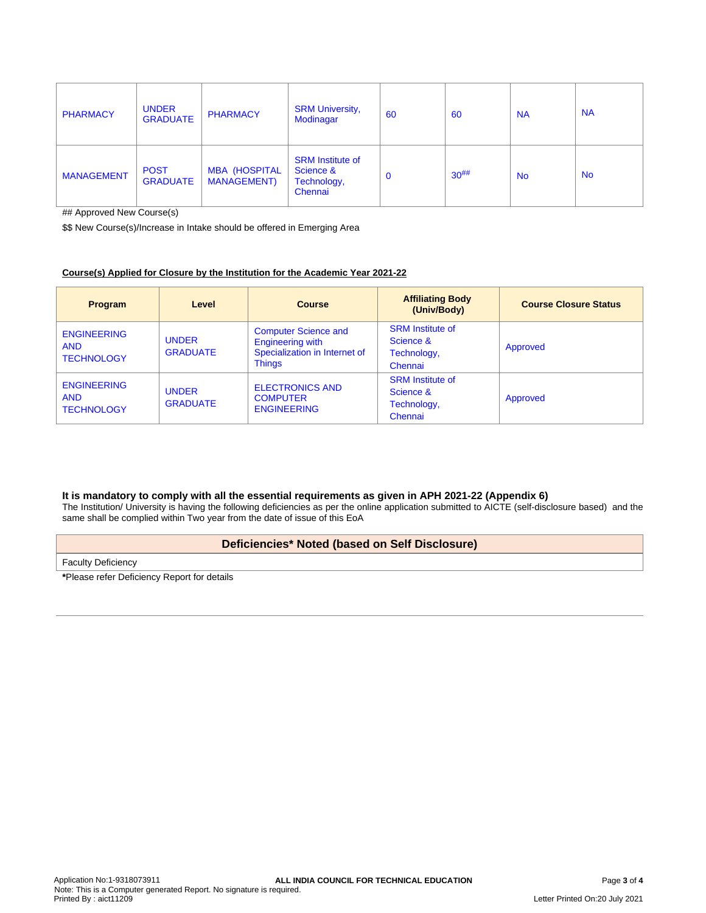| | | | | | | | |
|---|---|---|---|---|---|---|---|
| PHARMACY | UNDER GRADUATE | PHARMACY | SRM University, Modinagar | 60 | 60 | NA | NA |
| MANAGEMENT | POST GRADUATE | MBA (HOSPITAL MANAGEMENT) | SRM Institute of Science & Technology, Chennai | 0 | 30## | No | No |

## Approved New Course(s)

$$ New Course(s)/Increase in Intake should be offered in Emerging Area

**Course(s) Applied for Closure by the Institution for the Academic Year 2021-22**

| Program | Level | Course | Affiliating Body (Univ/Body) | Course Closure Status |
|---|---|---|---|---|
| ENGINEERING AND TECHNOLOGY | UNDER GRADUATE | Computer Science and Engineering with Specialization in Internet of Things | SRM Institute of Science & Technology, Chennai | Approved |
| ENGINEERING AND TECHNOLOGY | UNDER GRADUATE | ELECTRONICS AND COMPUTER ENGINEERING | SRM Institute of Science & Technology, Chennai | Approved |

**It is mandatory to comply with all the essential requirements as given in APH 2021-22 (Appendix 6)**

The Institution/ University is having the following deficiencies as per the online application submitted to AICTE (self-disclosure based) and the same shall be complied within Two year from the date of issue of this EoA

| Deficiencies* Noted (based on Self Disclosure) |
|---|
| Faculty Deficiency |

***Please refer Deficiency Report for details**

Application No:1-9318073911 ALL INDIA COUNCIL FOR TECHNICAL EDUCATION
Note: This is a Computer generated Report. No signature is required.
Printed By : aict11209 Letter Printed On:20 July 2021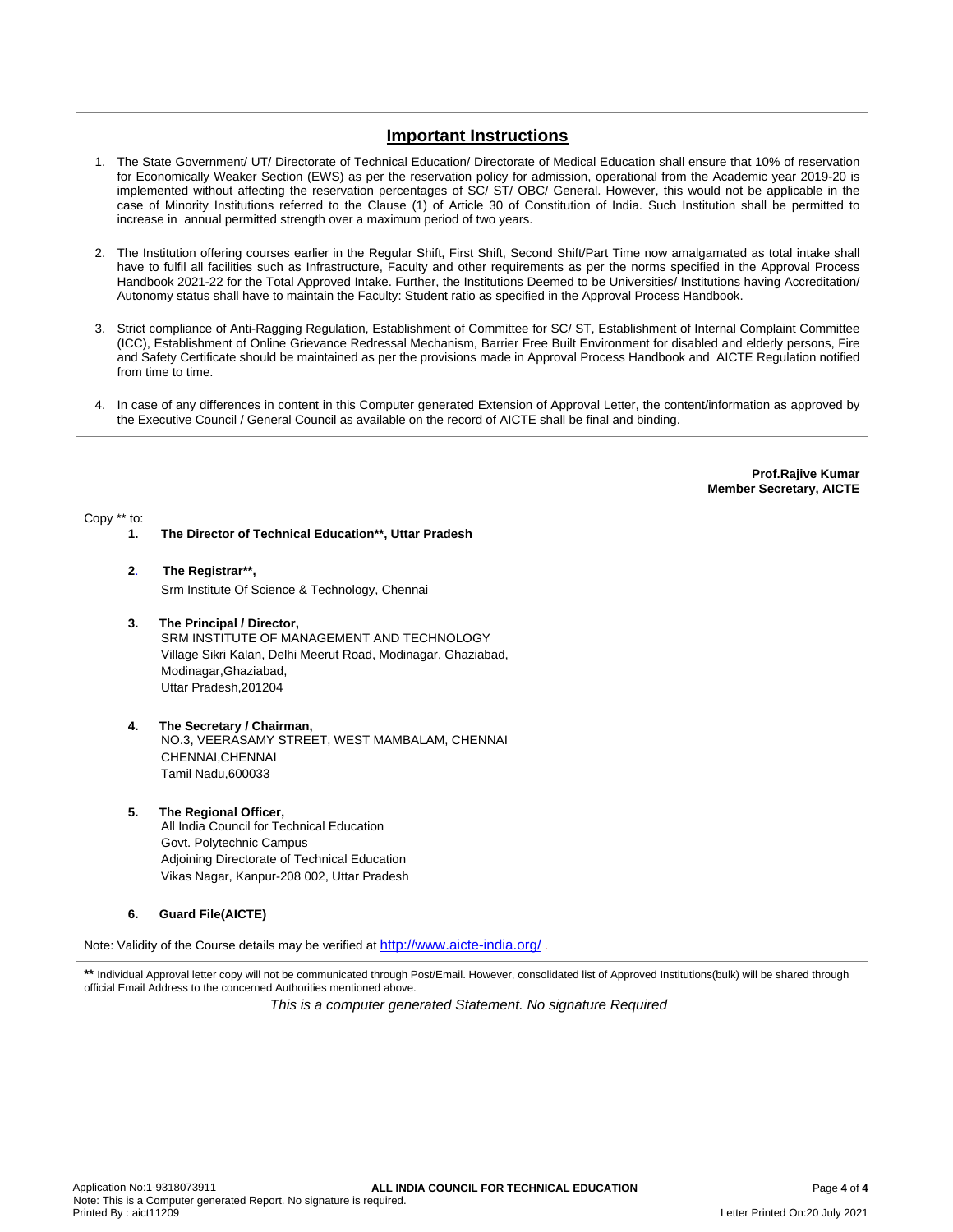## Important Instructions

1. The State Government/ UT/ Directorate of Technical Education/ Directorate of Medical Education shall ensure that 10% of reservation for Economically Weaker Section (EWS) as per the reservation policy for admission, operational from the Academic year 2019-20 is implemented without affecting the reservation percentages of SC/ ST/ OBC/ General. However, this would not be applicable in the case of Minority Institutions referred to the Clause (1) of Article 30 of Constitution of India. Such Institution shall be permitted to increase in annual permitted strength over a maximum period of two years.

2. The Institution offering courses earlier in the Regular Shift, First Shift, Second Shift/Part Time now amalgamated as total intake shall have to fulfil all facilities such as Infrastructure, Faculty and other requirements as per the norms specified in the Approval Process Handbook 2021-22 for the Total Approved Intake. Further, the Institutions Deemed to be Universities/ Institutions having Accreditation/ Autonomy status shall have to maintain the Faculty: Student ratio as specified in the Approval Process Handbook.

3. Strict compliance of Anti-Ragging Regulation, Establishment of Committee for SC/ ST, Establishment of Internal Complaint Committee (ICC), Establishment of Online Grievance Redressal Mechanism, Barrier Free Built Environment for disabled and elderly persons, Fire and Safety Certificate should be maintained as per the provisions made in Approval Process Handbook and AICTE Regulation notified from time to time.

4. In case of any differences in content in this Computer generated Extension of Approval Letter, the content/information as approved by the Executive Council / General Council as available on the record of AICTE shall be final and binding.

**Prof.Rajive Kumar**
**Member Secretary, AICTE**

Copy ** to:

1. **The Director of Technical Education**, Uttar Pradesh**

2. **The Registrar**,**
   Srm Institute Of Science & Technology, Chennai

3. **The Principal / Director,**
   SRM INSTITUTE OF MANAGEMENT AND TECHNOLOGY
   Village Sikri Kalan, Delhi Meerut Road, Modinagar, Ghaziabad,
   Modinagar,Ghaziabad,
   Uttar Pradesh,201204

4. **The Secretary / Chairman,**
   NO.3, VEERASAMY STREET, WEST MAMBALAM, CHENNAI
   CHENNAI,CHENNAI
   Tamil Nadu,600033

5. **The Regional Officer,**
   All India Council for Technical Education
   Govt. Polytechnic Campus
   Adjoining Directorate of Technical Education
   Vikas Nagar, Kanpur-208 002, Uttar Pradesh

6. **Guard File(AICTE)**

Note: Validity of the Course details may be verified at http://www.aicte-india.org/ .

**** Individual Approval letter copy will not be communicated through Post/Email. However, consolidated list of Approved Institutions(bulk) will be shared through official Email Address to the concerned Authorities mentioned above.

*This is a computer generated Statement. No signature Required*

Application No:1-9318073911
Note: This is a Computer generated Report. No signature is required.
Printed By : aict11209
Letter Printed On:20 July 2021